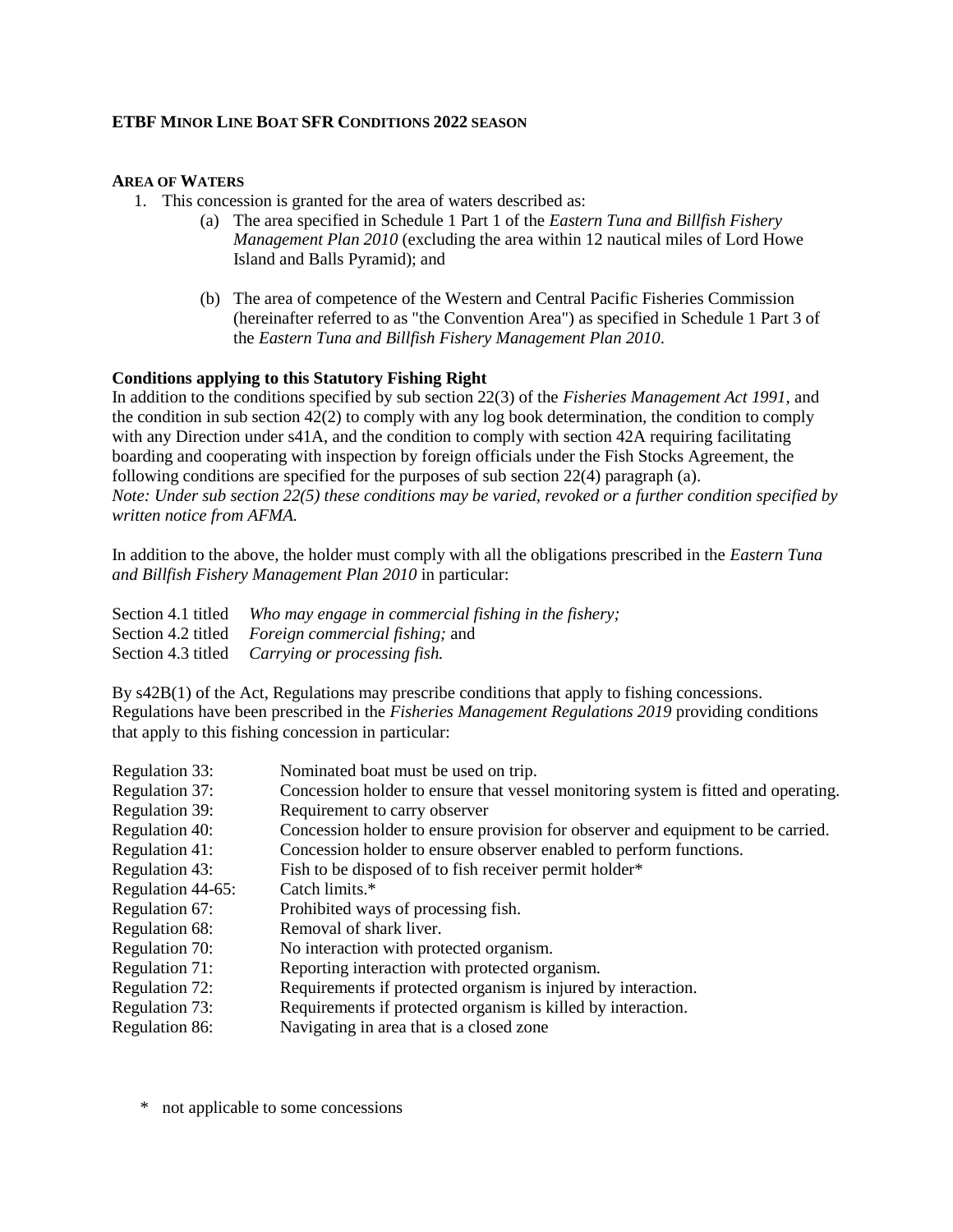# ETBF MINOR LINE BOAT SFR CONDITIONS 2022 SEASON

## AREA OF WATERS

1. This concession is granted for the area of waters described as:
   - (a) The area specified in Schedule 1 Part 1 of the *Eastern Tuna and Billfish Fishery Management Plan 2010* (excluding the area within 12 nautical miles of Lord Howe Island and Balls Pyramid); and
   - (b) The area of competence of the Western and Central Pacific Fisheries Commission (hereinafter referred to as "the Convention Area") as specified in Schedule 1 Part 3 of the *Eastern Tuna and Billfish Fishery Management Plan 2010*.

**Conditions applying to this Statutory Fishing Right**

In addition to the conditions specified by sub section 22(3) of the *Fisheries Management Act 1991,* and the condition in sub section 42(2) to comply with any log book determination, the condition to comply with any Direction under s41A, and the condition to comply with section 42A requiring facilitating boarding and cooperating with inspection by foreign officials under the Fish Stocks Agreement, the following conditions are specified for the purposes of sub section 22(4) paragraph (a).
*Note: Under sub section 22(5) these conditions may be varied, revoked or a further condition specified by written notice from AFMA.*

In addition to the above, the holder must comply with all the obligations prescribed in the *Eastern Tuna and Billfish Fishery Management Plan 2010* in particular:

| | |
|---|---|
| Section 4.1 titled | *Who may engage in commercial fishing in the fishery;* |
| Section 4.2 titled | *Foreign commercial fishing;* and |
| Section 4.3 titled | *Carrying or processing fish.* |

By s42B(1) of the Act, Regulations may prescribe conditions that apply to fishing concessions. Regulations have been prescribed in the *Fisheries Management Regulations 2019* providing conditions that apply to this fishing concession in particular:

| | |
|---|---|
| Regulation 33: | Nominated boat must be used on trip. |
| Regulation 37: | Concession holder to ensure that vessel monitoring system is fitted and operating. |
| Regulation 39: | Requirement to carry observer |
| Regulation 40: | Concession holder to ensure provision for observer and equipment to be carried. |
| Regulation 41: | Concession holder to ensure observer enabled to perform functions. |
| Regulation 43: | Fish to be disposed of to fish receiver permit holder* |
| Regulation 44-65: | Catch limits.* |
| Regulation 67: | Prohibited ways of processing fish. |
| Regulation 68: | Removal of shark liver. |
| Regulation 70: | No interaction with protected organism. |
| Regulation 71: | Reporting interaction with protected organism. |
| Regulation 72: | Requirements if protected organism is injured by interaction. |
| Regulation 73: | Requirements if protected organism is killed by interaction. |
| Regulation 86: | Navigating in area that is a closed zone |

\* not applicable to some concessions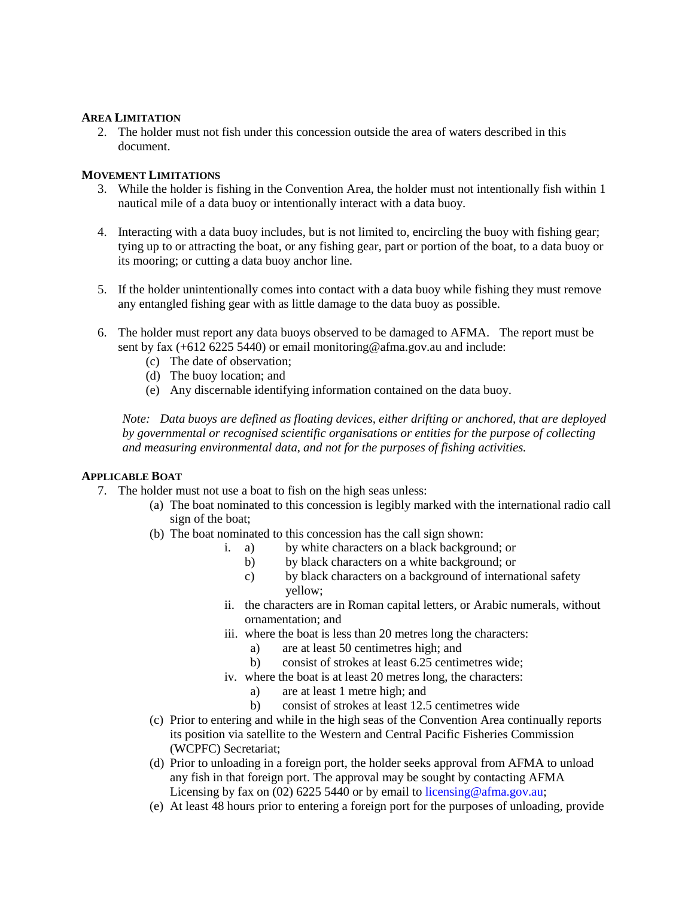**AREA LIMITATION**

2. The holder must not fish under this concession outside the area of waters described in this document.

**MOVEMENT LIMITATIONS**

3. While the holder is fishing in the Convention Area, the holder must not intentionally fish within 1 nautical mile of a data buoy or intentionally interact with a data buoy.

4. Interacting with a data buoy includes, but is not limited to, encircling the buoy with fishing gear; tying up to or attracting the boat, or any fishing gear, part or portion of the boat, to a data buoy or its mooring; or cutting a data buoy anchor line.

5. If the holder unintentionally comes into contact with a data buoy while fishing they must remove any entangled fishing gear with as little damage to the data buoy as possible.

6. The holder must report any data buoys observed to be damaged to AFMA. The report must be sent by fax (+612 6225 5440) or email monitoring@afma.gov.au and include:
   - (c) The date of observation;
   - (d) The buoy location; and
   - (e) Any discernable identifying information contained on the data buoy.

   *Note: Data buoys are defined as floating devices, either drifting or anchored, that are deployed by governmental or recognised scientific organisations or entities for the purpose of collecting and measuring environmental data, and not for the purposes of fishing activities.*

**APPLICABLE BOAT**

7. The holder must not use a boat to fish on the high seas unless:
   - (a) The boat nominated to this concession is legibly marked with the international radio call sign of the boat;
   - (b) The boat nominated to this concession has the call sign shown:
     - i. a) by white characters on a black background; or
       - b) by black characters on a white background; or
       - c) by black characters on a background of international safety yellow;
     - ii. the characters are in Roman capital letters, or Arabic numerals, without ornamentation; and
     - iii. where the boat is less than 20 metres long the characters:
       - a) are at least 50 centimetres high; and
       - b) consist of strokes at least 6.25 centimetres wide;
     - iv. where the boat is at least 20 metres long, the characters:
       - a) are at least 1 metre high; and
       - b) consist of strokes at least 12.5 centimetres wide
   - (c) Prior to entering and while in the high seas of the Convention Area continually reports its position via satellite to the Western and Central Pacific Fisheries Commission (WCPFC) Secretariat;
   - (d) Prior to unloading in a foreign port, the holder seeks approval from AFMA to unload any fish in that foreign port. The approval may be sought by contacting AFMA Licensing by fax on (02) 6225 5440 or by email to licensing@afma.gov.au;
   - (e) At least 48 hours prior to entering a foreign port for the purposes of unloading, provide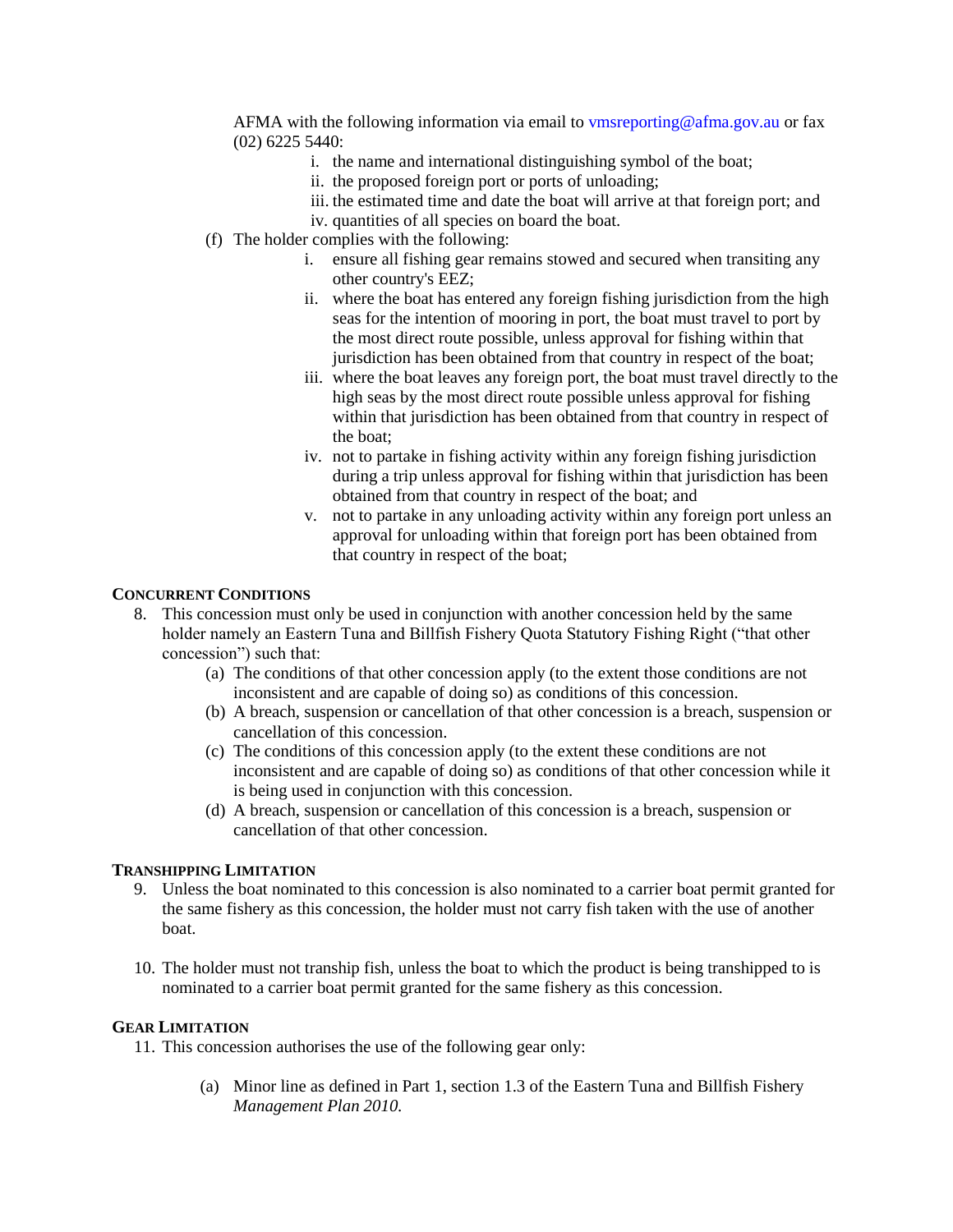AFMA with the following information via email to vmsreporting@afma.gov.au or fax (02) 6225 5440:

i. the name and international distinguishing symbol of the boat;
ii. the proposed foreign port or ports of unloading;
iii. the estimated time and date the boat will arrive at that foreign port; and
iv. quantities of all species on board the boat.

(f) The holder complies with the following:

i. ensure all fishing gear remains stowed and secured when transiting any other country's EEZ;
ii. where the boat has entered any foreign fishing jurisdiction from the high seas for the intention of mooring in port, the boat must travel to port by the most direct route possible, unless approval for fishing within that jurisdiction has been obtained from that country in respect of the boat;
iii. where the boat leaves any foreign port, the boat must travel directly to the high seas by the most direct route possible unless approval for fishing within that jurisdiction has been obtained from that country in respect of the boat;
iv. not to partake in fishing activity within any foreign fishing jurisdiction during a trip unless approval for fishing within that jurisdiction has been obtained from that country in respect of the boat; and
v. not to partake in any unloading activity within any foreign port unless an approval for unloading within that foreign port has been obtained from that country in respect of the boat;

**CONCURRENT CONDITIONS**

8. This concession must only be used in conjunction with another concession held by the same holder namely an Eastern Tuna and Billfish Fishery Quota Statutory Fishing Right ("that other concession") such that:
   (a) The conditions of that other concession apply (to the extent those conditions are not inconsistent and are capable of doing so) as conditions of this concession.
   (b) A breach, suspension or cancellation of that other concession is a breach, suspension or cancellation of this concession.
   (c) The conditions of this concession apply (to the extent these conditions are not inconsistent and are capable of doing so) as conditions of that other concession while it is being used in conjunction with this concession.
   (d) A breach, suspension or cancellation of this concession is a breach, suspension or cancellation of that other concession.

**TRANSHIPPING LIMITATION**

9. Unless the boat nominated to this concession is also nominated to a carrier boat permit granted for the same fishery as this concession, the holder must not carry fish taken with the use of another boat.

10. The holder must not tranship fish, unless the boat to which the product is being transhipped to is nominated to a carrier boat permit granted for the same fishery as this concession.

**GEAR LIMITATION**

11. This concession authorises the use of the following gear only:

    (a) Minor line as defined in Part 1, section 1.3 of the Eastern Tuna and Billfish Fishery *Management Plan 2010.*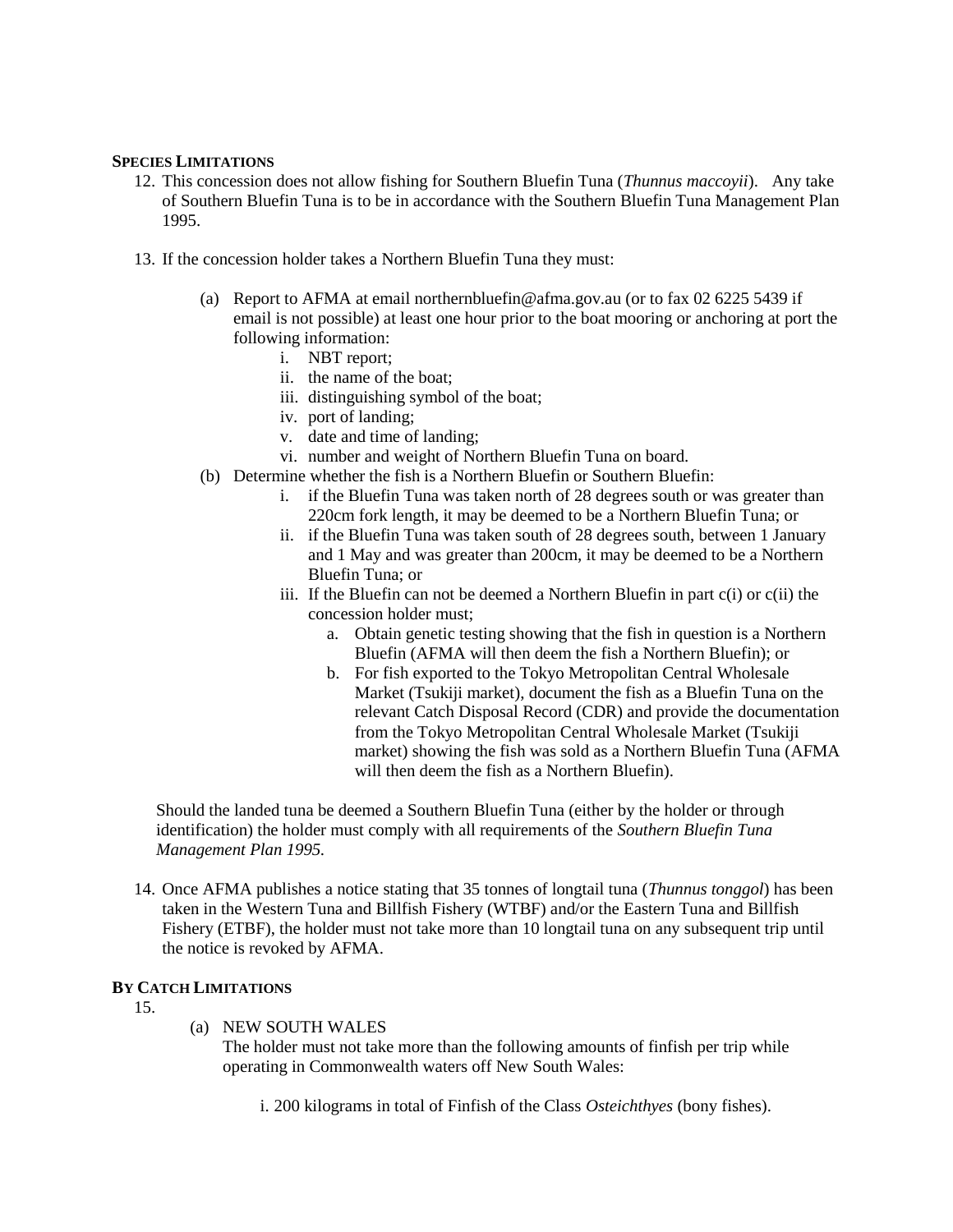**SPECIES LIMITATIONS**

12. This concession does not allow fishing for Southern Bluefin Tuna (*Thunnus maccoyii*). Any take of Southern Bluefin Tuna is to be in accordance with the Southern Bluefin Tuna Management Plan 1995.

13. If the concession holder takes a Northern Bluefin Tuna they must:

    (a) Report to AFMA at email northernbluefin@afma.gov.au (or to fax 02 6225 5439 if email is not possible) at least one hour prior to the boat mooring or anchoring at port the following information:
        i. NBT report;
        ii. the name of the boat;
        iii. distinguishing symbol of the boat;
        iv. port of landing;
        v. date and time of landing;
        vi. number and weight of Northern Bluefin Tuna on board.

    (b) Determine whether the fish is a Northern Bluefin or Southern Bluefin:
        i. if the Bluefin Tuna was taken north of 28 degrees south or was greater than 220cm fork length, it may be deemed to be a Northern Bluefin Tuna; or
        ii. if the Bluefin Tuna was taken south of 28 degrees south, between 1 January and 1 May and was greater than 200cm, it may be deemed to be a Northern Bluefin Tuna; or
        iii. If the Bluefin can not be deemed a Northern Bluefin in part c(i) or c(ii) the concession holder must;
            a. Obtain genetic testing showing that the fish in question is a Northern Bluefin (AFMA will then deem the fish a Northern Bluefin); or
            b. For fish exported to the Tokyo Metropolitan Central Wholesale Market (Tsukiji market), document the fish as a Bluefin Tuna on the relevant Catch Disposal Record (CDR) and provide the documentation from the Tokyo Metropolitan Central Wholesale Market (Tsukiji market) showing the fish was sold as a Northern Bluefin Tuna (AFMA will then deem the fish as a Northern Bluefin).

    Should the landed tuna be deemed a Southern Bluefin Tuna (either by the holder or through identification) the holder must comply with all requirements of the *Southern Bluefin Tuna Management Plan 1995.*

14. Once AFMA publishes a notice stating that 35 tonnes of longtail tuna (*Thunnus tonggol*) has been taken in the Western Tuna and Billfish Fishery (WTBF) and/or the Eastern Tuna and Billfish Fishery (ETBF), the holder must not take more than 10 longtail tuna on any subsequent trip until the notice is revoked by AFMA.

**BY CATCH LIMITATIONS**

15.
    (a) NEW SOUTH WALES
    The holder must not take more than the following amounts of finfish per trip while operating in Commonwealth waters off New South Wales:

        i. 200 kilograms in total of Finfish of the Class *Osteichthyes* (bony fishes).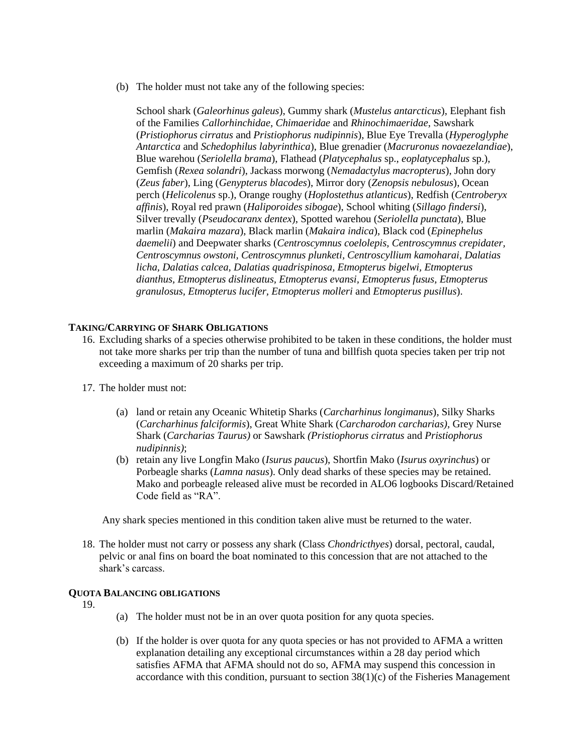(b) The holder must not take any of the following species:

School shark (*Galeorhinus galeus*), Gummy shark (*Mustelus antarcticus*), Elephant fish of the Families *Callorhinchidae, Chimaeridae* and *Rhinochimaeridae*, Sawshark (*Pristiophorus cirratus* and *Pristiophorus nudipinnis*), Blue Eye Trevalla (*Hyperoglyphe Antarctica* and *Schedophilus labyrinthica*), Blue grenadier (*Macruronus novaezelandiae*), Blue warehou (*Seriolella brama*), Flathead (*Platycephalus* sp., *eoplatycephalus* sp.), Gemfish (*Rexea solandri*), Jackass morwong (*Nemadactylus macropterus*), John dory (*Zeus faber*), Ling (*Genypterus blacodes*), Mirror dory (*Zenopsis nebulosus*), Ocean perch (*Helicolenus* sp.), Orange roughy (*Hoplostethus atlanticus*), Redfish (*Centroberyx affinis*), Royal red prawn (*Haliporoides sibogae*), School whiting (*Sillago findersi*), Silver trevally (*Pseudocaranx dentex*), Spotted warehou (*Seriolella punctata*), Blue marlin (*Makaira mazara*), Black marlin (*Makaira indica*), Black cod (*Epinephelus daemelii*) and Deepwater sharks (*Centroscymnus coelolepis, Centroscymnus crepidater, Centroscymnus owstoni, Centroscymnus plunketi, Centroscyllium kamoharai, Dalatias licha, Dalatias calcea, Dalatias quadrispinosa, Etmopterus bigelwi, Etmopterus dianthus, Etmopterus dislineatus, Etmopterus evansi, Etmopterus fusus, Etmopterus granulosus, Etmopterus lucifer, Etmopterus molleri* and *Etmopterus pusillus*).

### TAKING/CARRYING OF SHARK OBLIGATIONS

16. Excluding sharks of a species otherwise prohibited to be taken in these conditions, the holder must not take more sharks per trip than the number of tuna and billfish quota species taken per trip not exceeding a maximum of 20 sharks per trip.

17. The holder must not:

    (a) land or retain any Oceanic Whitetip Sharks (*Carcharhinus longimanus*), Silky Sharks (*Carcharhinus falciformis*), Great White Shark (*Carcharodon carcharias)*, Grey Nurse Shark (*Carcharias Taurus)* or Sawshark *(Pristiophorus cirratus* and *Pristiophorus nudipinnis)*;

    (b) retain any live Longfin Mako (*Isurus paucus*), Shortfin Mako (*Isurus oxyrinchus*) or Porbeagle sharks (*Lamna nasus*). Only dead sharks of these species may be retained. Mako and porbeagle released alive must be recorded in ALO6 logbooks Discard/Retained Code field as "RA".

    Any shark species mentioned in this condition taken alive must be returned to the water.

18. The holder must not carry or possess any shark (Class *Chondricthyes*) dorsal, pectoral, caudal, pelvic or anal fins on board the boat nominated to this concession that are not attached to the shark's carcass.

### QUOTA BALANCING OBLIGATIONS

19.
    (a) The holder must not be in an over quota position for any quota species.

    (b) If the holder is over quota for any quota species or has not provided to AFMA a written explanation detailing any exceptional circumstances within a 28 day period which satisfies AFMA that AFMA should not do so, AFMA may suspend this concession in accordance with this condition, pursuant to section 38(1)(c) of the Fisheries Management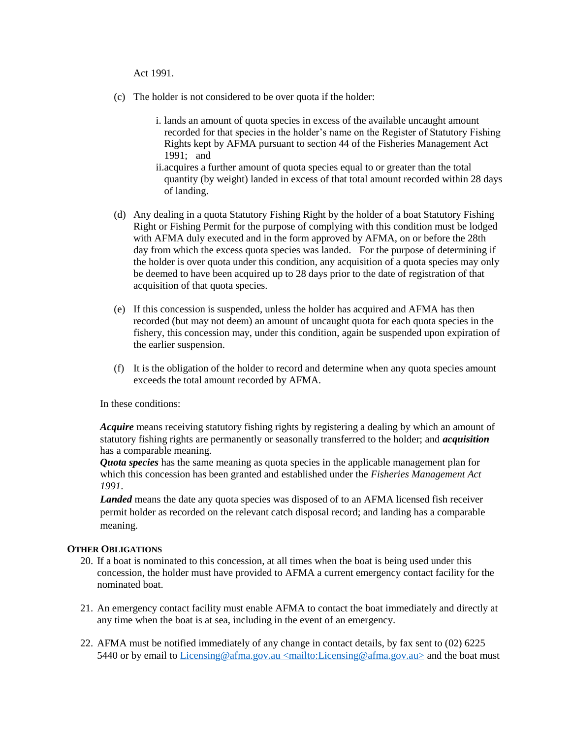Act 1991.

(c) The holder is not considered to be over quota if the holder:

   i. lands an amount of quota species in excess of the available uncaught amount recorded for that species in the holder's name on the Register of Statutory Fishing Rights kept by AFMA pursuant to section 44 of the Fisheries Management Act 1991; and
   ii. acquires a further amount of quota species equal to or greater than the total quantity (by weight) landed in excess of that total amount recorded within 28 days of landing.

(d) Any dealing in a quota Statutory Fishing Right by the holder of a boat Statutory Fishing Right or Fishing Permit for the purpose of complying with this condition must be lodged with AFMA duly executed and in the form approved by AFMA, on or before the 28th day from which the excess quota species was landed. For the purpose of determining if the holder is over quota under this condition, any acquisition of a quota species may only be deemed to have been acquired up to 28 days prior to the date of registration of that acquisition of that quota species.

(e) If this concession is suspended, unless the holder has acquired and AFMA has then recorded (but may not deem) an amount of uncaught quota for each quota species in the fishery, this concession may, under this condition, again be suspended upon expiration of the earlier suspension.

(f) It is the obligation of the holder to record and determine when any quota species amount exceeds the total amount recorded by AFMA.

In these conditions:

***Acquire*** means receiving statutory fishing rights by registering a dealing by which an amount of statutory fishing rights are permanently or seasonally transferred to the holder; and ***acquisition*** has a comparable meaning.
***Quota species*** has the same meaning as quota species in the applicable management plan for which this concession has been granted and established under the *Fisheries Management Act 1991*.
***Landed*** means the date any quota species was disposed of to an AFMA licensed fish receiver permit holder as recorded on the relevant catch disposal record; and landing has a comparable meaning.

**OTHER OBLIGATIONS**

20. If a boat is nominated to this concession, at all times when the boat is being used under this concession, the holder must have provided to AFMA a current emergency contact facility for the nominated boat.

21. An emergency contact facility must enable AFMA to contact the boat immediately and directly at any time when the boat is at sea, including in the event of an emergency.

22. AFMA must be notified immediately of any change in contact details, by fax sent to (02) 6225 5440 or by email to Licensing@afma.gov.au <mailto:Licensing@afma.gov.au> and the boat must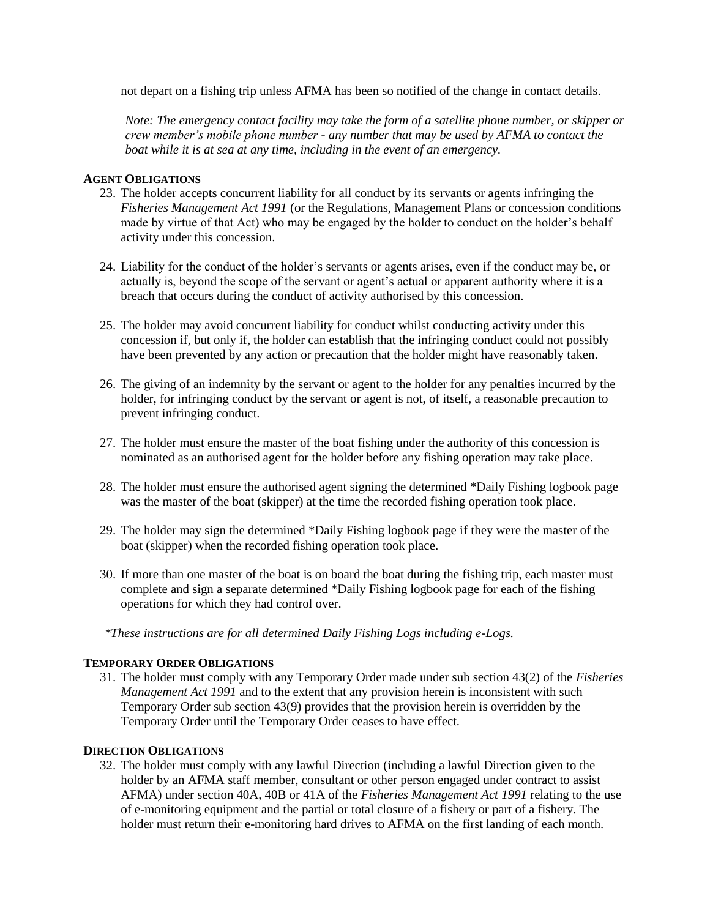not depart on a fishing trip unless AFMA has been so notified of the change in contact details.

*Note: The emergency contact facility may take the form of a satellite phone number, or skipper or crew member's mobile phone number - any number that may be used by AFMA to contact the boat while it is at sea at any time, including in the event of an emergency.*

**AGENT OBLIGATIONS**

23. The holder accepts concurrent liability for all conduct by its servants or agents infringing the *Fisheries Management Act 1991* (or the Regulations, Management Plans or concession conditions made by virtue of that Act) who may be engaged by the holder to conduct on the holder's behalf activity under this concession.

24. Liability for the conduct of the holder's servants or agents arises, even if the conduct may be, or actually is, beyond the scope of the servant or agent's actual or apparent authority where it is a breach that occurs during the conduct of activity authorised by this concession.

25. The holder may avoid concurrent liability for conduct whilst conducting activity under this concession if, but only if, the holder can establish that the infringing conduct could not possibly have been prevented by any action or precaution that the holder might have reasonably taken.

26. The giving of an indemnity by the servant or agent to the holder for any penalties incurred by the holder, for infringing conduct by the servant or agent is not, of itself, a reasonable precaution to prevent infringing conduct.

27. The holder must ensure the master of the boat fishing under the authority of this concession is nominated as an authorised agent for the holder before any fishing operation may take place.

28. The holder must ensure the authorised agent signing the determined *Daily Fishing logbook page was the master of the boat (skipper) at the time the recorded fishing operation took place.

29. The holder may sign the determined *Daily Fishing logbook page if they were the master of the boat (skipper) when the recorded fishing operation took place.

30. If more than one master of the boat is on board the boat during the fishing trip, each master must complete and sign a separate determined *Daily Fishing logbook page for each of the fishing operations for which they had control over.

*\*These instructions are for all determined Daily Fishing Logs including e-Logs.*

**TEMPORARY ORDER OBLIGATIONS**

31. The holder must comply with any Temporary Order made under sub section 43(2) of the *Fisheries Management Act 1991* and to the extent that any provision herein is inconsistent with such Temporary Order sub section 43(9) provides that the provision herein is overridden by the Temporary Order until the Temporary Order ceases to have effect.

**DIRECTION OBLIGATIONS**

32. The holder must comply with any lawful Direction (including a lawful Direction given to the holder by an AFMA staff member, consultant or other person engaged under contract to assist AFMA) under section 40A, 40B or 41A of the *Fisheries Management Act 1991* relating to the use of e-monitoring equipment and the partial or total closure of a fishery or part of a fishery. The holder must return their e-monitoring hard drives to AFMA on the first landing of each month.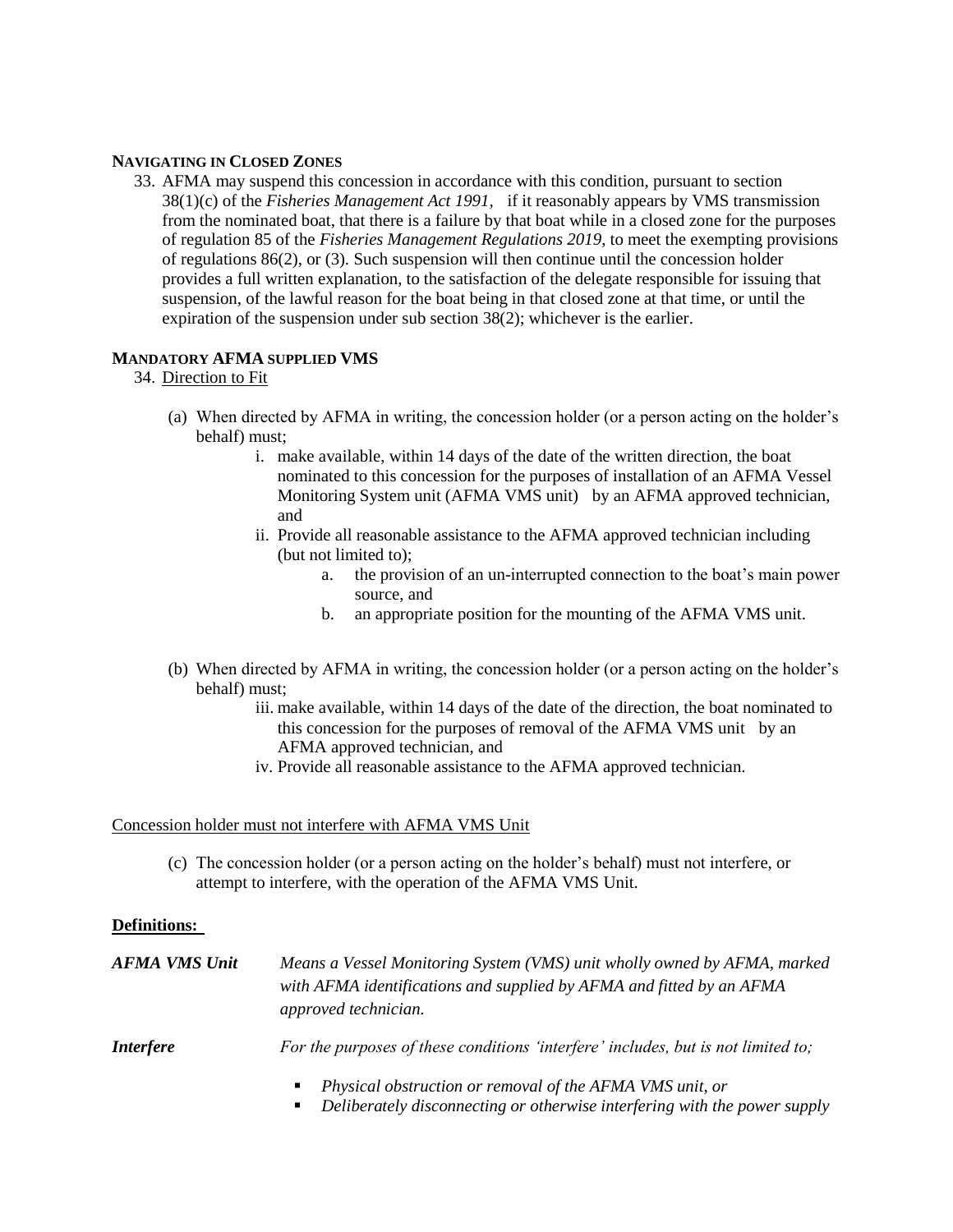**NAVIGATING IN CLOSED ZONES**

33. AFMA may suspend this concession in accordance with this condition, pursuant to section 38(1)(c) of the *Fisheries Management Act 1991*, if it reasonably appears by VMS transmission from the nominated boat, that there is a failure by that boat while in a closed zone for the purposes of regulation 85 of the *Fisheries Management Regulations 2019*, to meet the exempting provisions of regulations 86(2), or (3). Such suspension will then continue until the concession holder provides a full written explanation, to the satisfaction of the delegate responsible for issuing that suspension, of the lawful reason for the boat being in that closed zone at that time, or until the expiration of the suspension under sub section 38(2); whichever is the earlier.

**MANDATORY AFMA SUPPLIED VMS**

34. Direction to Fit

(a) When directed by AFMA in writing, the concession holder (or a person acting on the holder's behalf) must;

  i. make available, within 14 days of the date of the written direction, the boat nominated to this concession for the purposes of installation of an AFMA Vessel Monitoring System unit (AFMA VMS unit) by an AFMA approved technician, and
  ii. Provide all reasonable assistance to the AFMA approved technician including (but not limited to);
    a. the provision of an un-interrupted connection to the boat's main power source, and
    b. an appropriate position for the mounting of the AFMA VMS unit.

(b) When directed by AFMA in writing, the concession holder (or a person acting on the holder's behalf) must;

  iii. make available, within 14 days of the date of the direction, the boat nominated to this concession for the purposes of removal of the AFMA VMS unit by an AFMA approved technician, and
  iv. Provide all reasonable assistance to the AFMA approved technician.

Concession holder must not interfere with AFMA VMS Unit

(c) The concession holder (or a person acting on the holder's behalf) must not interfere, or attempt to interfere, with the operation of the AFMA VMS Unit.

**Definitions:**

***AFMA VMS Unit*** *Means a Vessel Monitoring System (VMS) unit wholly owned by AFMA, marked with AFMA identifications and supplied by AFMA and fitted by an AFMA approved technician.*

***Interfere*** *For the purposes of these conditions 'interfere' includes, but is not limited to;*

- *Physical obstruction or removal of the AFMA VMS unit, or*
- *Deliberately disconnecting or otherwise interfering with the power supply*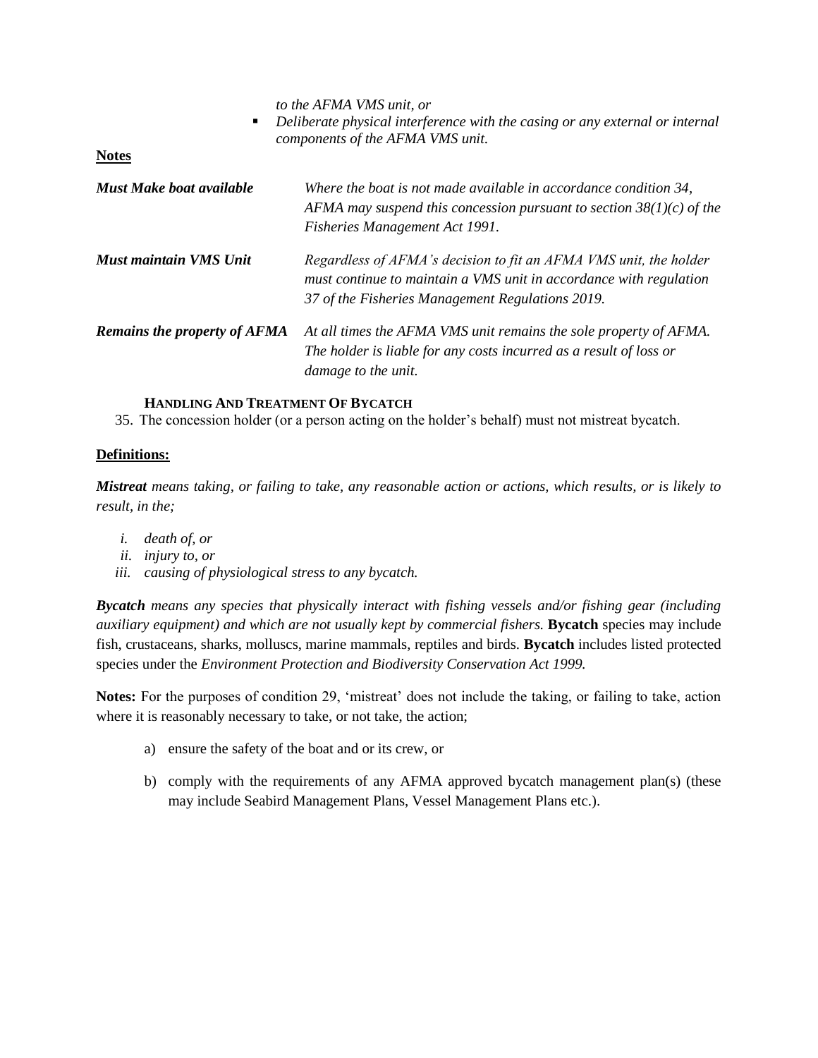*to the AFMA VMS unit, or*

- *Deliberate physical interference with the casing or any external or internal components of the AFMA VMS unit.*

**Notes**

| | |
|---|---|
| ***Must Make boat available*** | *Where the boat is not made available in accordance condition 34, AFMA may suspend this concession pursuant to section 38(1)(c) of the Fisheries Management Act 1991.* |
| ***Must maintain VMS Unit*** | *Regardless of AFMA's decision to fit an AFMA VMS unit, the holder must continue to maintain a VMS unit in accordance with regulation 37 of the Fisheries Management Regulations 2019.* |
| ***Remains the property of AFMA*** | *At all times the AFMA VMS unit remains the sole property of AFMA. The holder is liable for any costs incurred as a result of loss or damage to the unit.* |

### HANDLING AND TREATMENT OF BYCATCH

35. The concession holder (or a person acting on the holder's behalf) must not mistreat bycatch.

**Definitions:**

***Mistreat*** *means taking, or failing to take, any reasonable action or actions, which results, or is likely to result, in the;*

*i. death of, or*
*ii. injury to, or*
*iii. causing of physiological stress to any bycatch.*

***Bycatch*** *means any species that physically interact with fishing vessels and/or fishing gear (including auxiliary equipment) and which are not usually kept by commercial fishers.* **Bycatch** species may include fish, crustaceans, sharks, molluscs, marine mammals, reptiles and birds. **Bycatch** includes listed protected species under the *Environment Protection and Biodiversity Conservation Act 1999.*

**Notes:** For the purposes of condition 29, 'mistreat' does not include the taking, or failing to take, action where it is reasonably necessary to take, or not take, the action;

a) ensure the safety of the boat and or its crew, or

b) comply with the requirements of any AFMA approved bycatch management plan(s) (these may include Seabird Management Plans, Vessel Management Plans etc.).